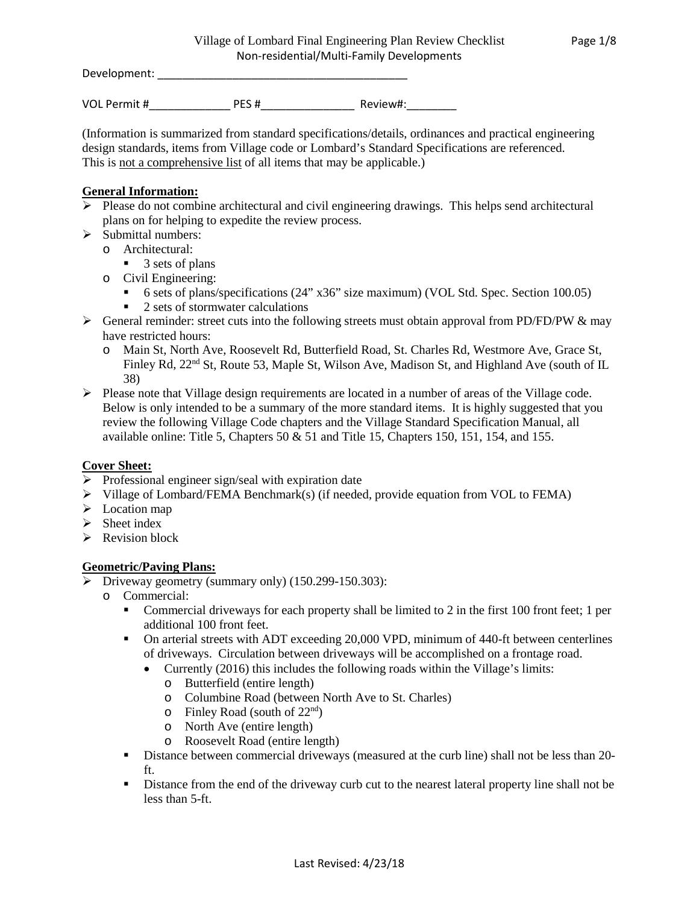# Village of Lombard Final Engineering Plan Review Checklist

Non-residential/Multi-Family Developments

Development: ________________________________________

VOL Permit #_____________ PES #_______________ Review#:________

(Information is summarized from standard specifications/details, ordinances and practical engineering design standards, items from Village code or Lombard's Standard Specifications are referenced. This is not a comprehensive list of all items that may be applicable.)

## General Information:

- Please do not combine architectural and civil engineering drawings. This helps send architectural plans on for helping to expedite the review process.
- Submittal numbers:
  - Architectural:
    - 3 sets of plans
  - Civil Engineering:
    - 6 sets of plans/specifications (24" x36" size maximum) (VOL Std. Spec. Section 100.05)
    - 2 sets of stormwater calculations
- General reminder: street cuts into the following streets must obtain approval from PD/FD/PW & may have restricted hours:
  - Main St, North Ave, Roosevelt Rd, Butterfield Road, St. Charles Rd, Westmore Ave, Grace St, Finley Rd, 22nd St, Route 53, Maple St, Wilson Ave, Madison St, and Highland Ave (south of IL 38)
- Please note that Village design requirements are located in a number of areas of the Village code. Below is only intended to be a summary of the more standard items. It is highly suggested that you review the following Village Code chapters and the Village Standard Specification Manual, all available online: Title 5, Chapters 50 & 51 and Title 15, Chapters 150, 151, 154, and 155.

## Cover Sheet:

- Professional engineer sign/seal with expiration date
- Village of Lombard/FEMA Benchmark(s) (if needed, provide equation from VOL to FEMA)
- Location map
- Sheet index
- Revision block

## Geometric/Paving Plans:

- Driveway geometry (summary only) (150.299-150.303):
  - Commercial:
    - Commercial driveways for each property shall be limited to 2 in the first 100 front feet; 1 per additional 100 front feet.
    - On arterial streets with ADT exceeding 20,000 VPD, minimum of 440-ft between centerlines of driveways. Circulation between driveways will be accomplished on a frontage road.
      - Currently (2016) this includes the following roads within the Village's limits:
        - Butterfield (entire length)
        - Columbine Road (between North Ave to St. Charles)
        - Finley Road (south of 22nd)
        - North Ave (entire length)
        - Roosevelt Road (entire length)
    - Distance between commercial driveways (measured at the curb line) shall not be less than 20-ft.
    - Distance from the end of the driveway curb cut to the nearest lateral property line shall not be less than 5-ft.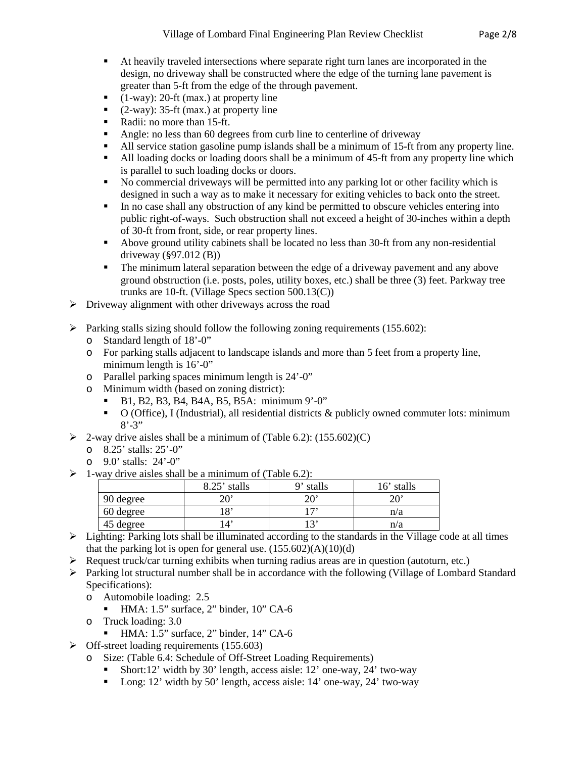- At heavily traveled intersections where separate right turn lanes are incorporated in the design, no driveway shall be constructed where the edge of the turning lane pavement is greater than 5-ft from the edge of the through pavement.
    - (1-way): 20-ft (max.) at property line
    - (2-way): 35-ft (max.) at property line
    - Radii: no more than 15-ft.
    - Angle: no less than 60 degrees from curb line to centerline of driveway
    - All service station gasoline pump islands shall be a minimum of 15-ft from any property line.
    - All loading docks or loading doors shall be a minimum of 45-ft from any property line which is parallel to such loading docks or doors.
    - No commercial driveways will be permitted into any parking lot or other facility which is designed in such a way as to make it necessary for exiting vehicles to back onto the street.
    - In no case shall any obstruction of any kind be permitted to obscure vehicles entering into public right-of-ways. Such obstruction shall not exceed a height of 30-inches within a depth of 30-ft from front, side, or rear property lines.
    - Above ground utility cabinets shall be located no less than 30-ft from any non-residential driveway (§97.012 (B))
    - The minimum lateral separation between the edge of a driveway pavement and any above ground obstruction (i.e. posts, poles, utility boxes, etc.) shall be three (3) feet. Parkway tree trunks are 10-ft. (Village Specs section 500.13(C))
- Driveway alignment with other driveways across the road
- Parking stalls sizing should follow the following zoning requirements (155.602):
    - Standard length of 18'-0"
    - For parking stalls adjacent to landscape islands and more than 5 feet from a property line, minimum length is 16'-0"
    - Parallel parking spaces minimum length is 24'-0"
    - Minimum width (based on zoning district):
        - B1, B2, B3, B4, B4A, B5, B5A: minimum 9'-0"
        - O (Office), I (Industrial), all residential districts & publicly owned commuter lots: minimum 8'-3"
- 2-way drive aisles shall be a minimum of (Table 6.2): (155.602)(C)
    - 8.25' stalls: 25'-0"
    - 9.0' stalls: 24'-0"
- 1-way drive aisles shall be a minimum of (Table 6.2):

| | 8.25' stalls | 9' stalls | 16' stalls |
|---|---|---|---|
| 90 degree | 20' | 20' | 20' |
| 60 degree | 18' | 17' | n/a |
| 45 degree | 14' | 13' | n/a |

- Lighting: Parking lots shall be illuminated according to the standards in the Village code at all times that the parking lot is open for general use. (155.602)(A)(10)(d)
- Request truck/car turning exhibits when turning radius areas are in question (autoturn, etc.)
- Parking lot structural number shall be in accordance with the following (Village of Lombard Standard Specifications):
    - Automobile loading: 2.5
        - HMA: 1.5" surface, 2" binder, 10" CA-6
    - Truck loading: 3.0
        - HMA: 1.5" surface, 2" binder, 14" CA-6
- Off-street loading requirements (155.603)
    - Size: (Table 6.4: Schedule of Off-Street Loading Requirements)
        - Short:12' width by 30' length, access aisle: 12' one-way, 24' two-way
        - Long: 12' width by 50' length, access aisle: 14' one-way, 24' two-way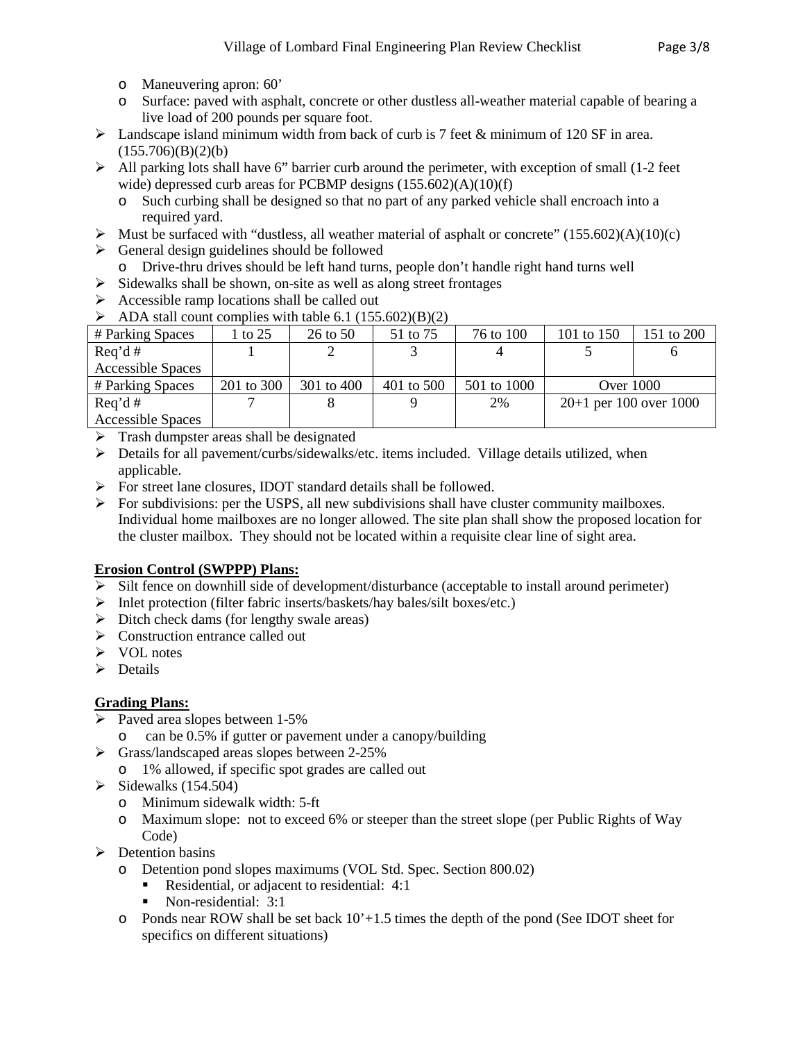- Maneuvering apron: 60'
  - Surface: paved with asphalt, concrete or other dustless all-weather material capable of bearing a live load of 200 pounds per square foot.
- Landscape island minimum width from back of curb is 7 feet & minimum of 120 SF in area. (155.706)(B)(2)(b)
- All parking lots shall have 6" barrier curb around the perimeter, with exception of small (1-2 feet wide) depressed curb areas for PCBMP designs (155.602)(A)(10)(f)
  - Such curbing shall be designed so that no part of any parked vehicle shall encroach into a required yard.
- Must be surfaced with "dustless, all weather material of asphalt or concrete" (155.602)(A)(10)(c)
- General design guidelines should be followed
  - Drive-thru drives should be left hand turns, people don't handle right hand turns well
- Sidewalks shall be shown, on-site as well as along street frontages
- Accessible ramp locations shall be called out
- ADA stall count complies with table 6.1 (155.602)(B)(2)

| # Parking Spaces | 1 to 25 | 26 to 50 | 51 to 75 | 76 to 100 | 101 to 150 | 151 to 200 |
|---|---|---|---|---|---|---|
| Req'd # Accessible Spaces | 1 | 2 | 3 | 4 | 5 | 6 |
| # Parking Spaces | 201 to 300 | 301 to 400 | 401 to 500 | 501 to 1000 | Over 1000 | |
| Req'd # Accessible Spaces | 7 | 8 | 9 | 2% | 20+1 per 100 over 1000 | |

- Trash dumpster areas shall be designated
- Details for all pavement/curbs/sidewalks/etc. items included. Village details utilized, when applicable.
- For street lane closures, IDOT standard details shall be followed.
- For subdivisions: per the USPS, all new subdivisions shall have cluster community mailboxes. Individual home mailboxes are no longer allowed. The site plan shall show the proposed location for the cluster mailbox. They should not be located within a requisite clear line of sight area.

**Erosion Control (SWPPP) Plans:**

- Silt fence on downhill side of development/disturbance (acceptable to install around perimeter)
- Inlet protection (filter fabric inserts/baskets/hay bales/silt boxes/etc.)
- Ditch check dams (for lengthy swale areas)
- Construction entrance called out
- VOL notes
- Details

**Grading Plans:**

- Paved area slopes between 1-5%
  - can be 0.5% if gutter or pavement under a canopy/building
- Grass/landscaped areas slopes between 2-25%
  - 1% allowed, if specific spot grades are called out
- Sidewalks (154.504)
  - Minimum sidewalk width: 5-ft
  - Maximum slope: not to exceed 6% or steeper than the street slope (per Public Rights of Way Code)
- Detention basins
  - Detention pond slopes maximums (VOL Std. Spec. Section 800.02)
    - Residential, or adjacent to residential: 4:1
    - Non-residential: 3:1
  - Ponds near ROW shall be set back 10'+1.5 times the depth of the pond (See IDOT sheet for specifics on different situations)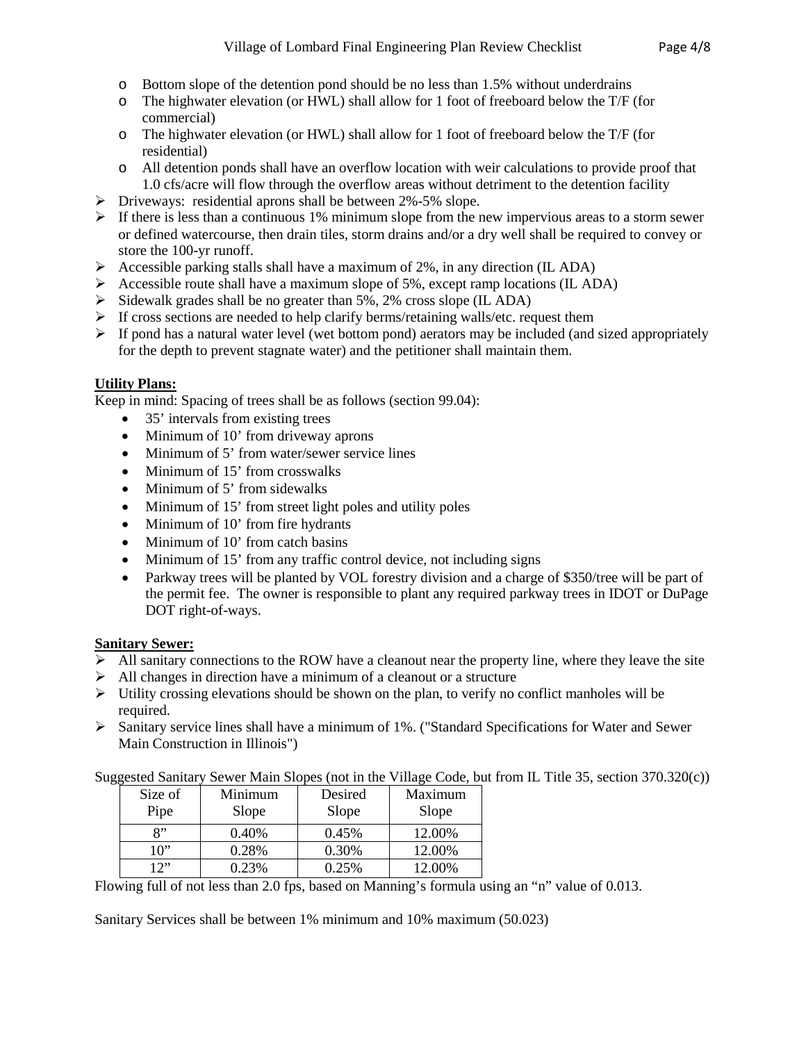- Bottom slope of the detention pond should be no less than 1.5% without underdrains
- The highwater elevation (or HWL) shall allow for 1 foot of freeboard below the T/F (for commercial)
- The highwater elevation (or HWL) shall allow for 1 foot of freeboard below the T/F (for residential)
- All detention ponds shall have an overflow location with weir calculations to provide proof that 1.0 cfs/acre will flow through the overflow areas without detriment to the detention facility

- Driveways: residential aprons shall be between 2%-5% slope.
- If there is less than a continuous 1% minimum slope from the new impervious areas to a storm sewer or defined watercourse, then drain tiles, storm drains and/or a dry well shall be required to convey or store the 100-yr runoff.
- Accessible parking stalls shall have a maximum of 2%, in any direction (IL ADA)
- Accessible route shall have a maximum slope of 5%, except ramp locations (IL ADA)
- Sidewalk grades shall be no greater than 5%, 2% cross slope (IL ADA)
- If cross sections are needed to help clarify berms/retaining walls/etc. request them
- If pond has a natural water level (wet bottom pond) aerators may be included (and sized appropriately for the depth to prevent stagnate water) and the petitioner shall maintain them.

**Utility Plans:**

Keep in mind: Spacing of trees shall be as follows (section 99.04):

- 35' intervals from existing trees
- Minimum of 10' from driveway aprons
- Minimum of 5' from water/sewer service lines
- Minimum of 15' from crosswalks
- Minimum of 5' from sidewalks
- Minimum of 15' from street light poles and utility poles
- Minimum of 10' from fire hydrants
- Minimum of 10' from catch basins
- Minimum of 15' from any traffic control device, not including signs
- Parkway trees will be planted by VOL forestry division and a charge of $350/tree will be part of the permit fee. The owner is responsible to plant any required parkway trees in IDOT or DuPage DOT right-of-ways.

**Sanitary Sewer:**

- All sanitary connections to the ROW have a cleanout near the property line, where they leave the site
- All changes in direction have a minimum of a cleanout or a structure
- Utility crossing elevations should be shown on the plan, to verify no conflict manholes will be required.
- Sanitary service lines shall have a minimum of 1%. ("Standard Specifications for Water and Sewer Main Construction in Illinois")

Suggested Sanitary Sewer Main Slopes (not in the Village Code, but from IL Title 35, section 370.320(c))

| Size of Pipe | Minimum Slope | Desired Slope | Maximum Slope |
|---|---|---|---|
| 8" | 0.40% | 0.45% | 12.00% |
| 10" | 0.28% | 0.30% | 12.00% |
| 12" | 0.23% | 0.25% | 12.00% |

Flowing full of not less than 2.0 fps, based on Manning's formula using an "n" value of 0.013.

Sanitary Services shall be between 1% minimum and 10% maximum (50.023)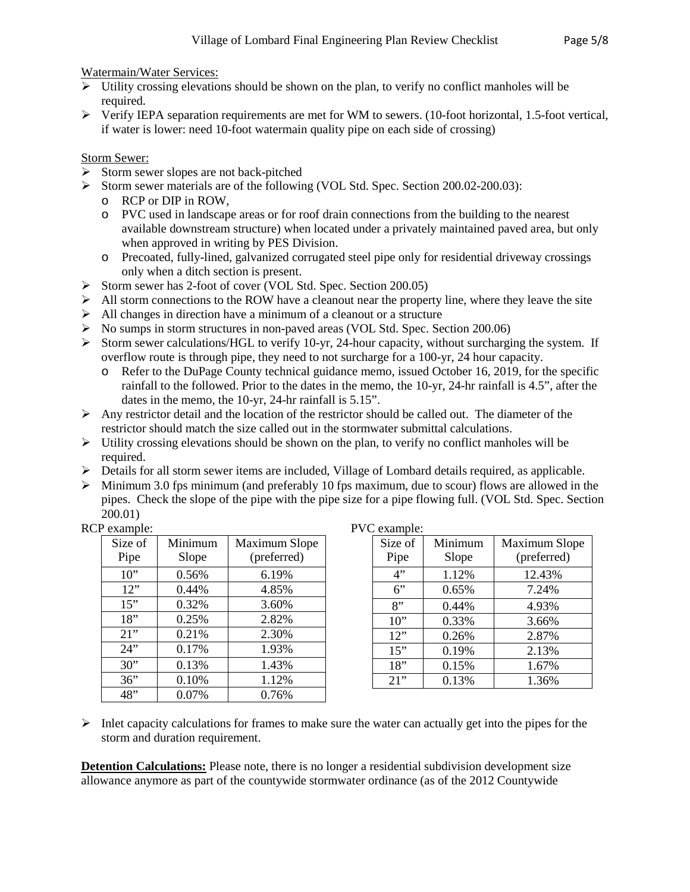Watermain/Water Services:

- Utility crossing elevations should be shown on the plan, to verify no conflict manholes will be required.
- Verify IEPA separation requirements are met for WM to sewers. (10-foot horizontal, 1.5-foot vertical, if water is lower: need 10-foot watermain quality pipe on each side of crossing)

Storm Sewer:

- Storm sewer slopes are not back-pitched
- Storm sewer materials are of the following (VOL Std. Spec. Section 200.02-200.03):
  - RCP or DIP in ROW,
  - PVC used in landscape areas or for roof drain connections from the building to the nearest available downstream structure) when located under a privately maintained paved area, but only when approved in writing by PES Division.
  - Precoated, fully-lined, galvanized corrugated steel pipe only for residential driveway crossings only when a ditch section is present.
- Storm sewer has 2-foot of cover (VOL Std. Spec. Section 200.05)
- All storm connections to the ROW have a cleanout near the property line, where they leave the site
- All changes in direction have a minimum of a cleanout or a structure
- No sumps in storm structures in non-paved areas (VOL Std. Spec. Section 200.06)
- Storm sewer calculations/HGL to verify 10-yr, 24-hour capacity, without surcharging the system. If overflow route is through pipe, they need to not surcharge for a 100-yr, 24 hour capacity.
  - Refer to the DuPage County technical guidance memo, issued October 16, 2019, for the specific rainfall to the followed. Prior to the dates in the memo, the 10-yr, 24-hr rainfall is 4.5", after the dates in the memo, the 10-yr, 24-hr rainfall is 5.15".
- Any restrictor detail and the location of the restrictor should be called out. The diameter of the restrictor should match the size called out in the stormwater submittal calculations.
- Utility crossing elevations should be shown on the plan, to verify no conflict manholes will be required.
- Details for all storm sewer items are included, Village of Lombard details required, as applicable.
- Minimum 3.0 fps minimum (and preferably 10 fps maximum, due to scour) flows are allowed in the pipes. Check the slope of the pipe with the pipe size for a pipe flowing full. (VOL Std. Spec. Section 200.01)

RCP example:

| Size of Pipe | Minimum Slope | Maximum Slope (preferred) |
|---|---|---|
| 10" | 0.56% | 6.19% |
| 12" | 0.44% | 4.85% |
| 15" | 0.32% | 3.60% |
| 18" | 0.25% | 2.82% |
| 21" | 0.21% | 2.30% |
| 24" | 0.17% | 1.93% |
| 30" | 0.13% | 1.43% |
| 36" | 0.10% | 1.12% |
| 48" | 0.07% | 0.76% |

PVC example:

| Size of Pipe | Minimum Slope | Maximum Slope (preferred) |
|---|---|---|
| 4" | 1.12% | 12.43% |
| 6" | 0.65% | 7.24% |
| 8" | 0.44% | 4.93% |
| 10" | 0.33% | 3.66% |
| 12" | 0.26% | 2.87% |
| 15" | 0.19% | 2.13% |
| 18" | 0.15% | 1.67% |
| 21" | 0.13% | 1.36% |

- Inlet capacity calculations for frames to make sure the water can actually get into the pipes for the storm and duration requirement.

**Detention Calculations:** Please note, there is no longer a residential subdivision development size allowance anymore as part of the countywide stormwater ordinance (as of the 2012 Countywide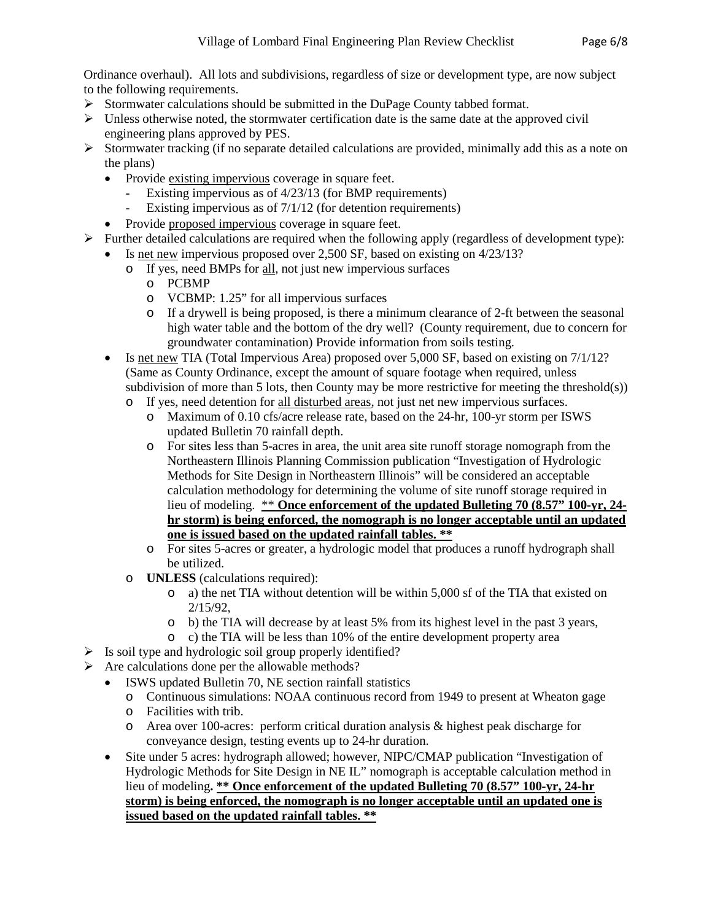Ordinance overhaul). All lots and subdivisions, regardless of size or development type, are now subject to the following requirements.

- Stormwater calculations should be submitted in the DuPage County tabbed format.
- Unless otherwise noted, the stormwater certification date is the same date at the approved civil engineering plans approved by PES.
- Stormwater tracking (if no separate detailed calculations are provided, minimally add this as a note on the plans)
  - Provide <u>existing impervious</u> coverage in square feet.
    - Existing impervious as of 4/23/13 (for BMP requirements)
    - Existing impervious as of 7/1/12 (for detention requirements)
  - Provide <u>proposed impervious</u> coverage in square feet.
- Further detailed calculations are required when the following apply (regardless of development type):
  - Is <u>net new</u> impervious proposed over 2,500 SF, based on existing on 4/23/13?
    - If yes, need BMPs for <u>all</u>, not just new impervious surfaces
      - PCBMP
      - VCBMP: 1.25" for all impervious surfaces
      - If a drywell is being proposed, is there a minimum clearance of 2-ft between the seasonal high water table and the bottom of the dry well? (County requirement, due to concern for groundwater contamination) Provide information from soils testing.
  - Is <u>net new</u> TIA (Total Impervious Area) proposed over 5,000 SF, based on existing on 7/1/12? (Same as County Ordinance, except the amount of square footage when required, unless subdivision of more than 5 lots, then County may be more restrictive for meeting the threshold(s))
    - If yes, need detention for <u>all disturbed areas</u>, not just net new impervious surfaces.
      - Maximum of 0.10 cfs/acre release rate, based on the 24-hr, 100-yr storm per ISWS updated Bulletin 70 rainfall depth.
      - For sites less than 5-acres in area, the unit area site runoff storage nomograph from the Northeastern Illinois Planning Commission publication "Investigation of Hydrologic Methods for Site Design in Northeastern Illinois" will be considered an acceptable calculation methodology for determining the volume of site runoff storage required in lieu of modeling. ** <u>**Once enforcement of the updated Bulleting 70 (8.57" 100-yr, 24-hr storm) is being enforced, the nomograph is no longer acceptable until an updated one is issued based on the updated rainfall tables. ****</u>
      - For sites 5-acres or greater, a hydrologic model that produces a runoff hydrograph shall be utilized.
    - **UNLESS** (calculations required):
      - a) the net TIA without detention will be within 5,000 sf of the TIA that existed on 2/15/92,
      - b) the TIA will decrease by at least 5% from its highest level in the past 3 years,
      - c) the TIA will be less than 10% of the entire development property area
- Is soil type and hydrologic soil group properly identified?
- Are calculations done per the allowable methods?
  - ISWS updated Bulletin 70, NE section rainfall statistics
    - Continuous simulations: NOAA continuous record from 1949 to present at Wheaton gage
    - Facilities with trib.
    - Area over 100-acres: perform critical duration analysis & highest peak discharge for conveyance design, testing events up to 24-hr duration.
  - Site under 5 acres: hydrograph allowed; however, NIPC/CMAP publication "Investigation of Hydrologic Methods for Site Design in NE IL" nomograph is acceptable calculation method in lieu of modeling**.** <u>**** Once enforcement of the updated Bulleting 70 (8.57" 100-yr, 24-hr storm) is being enforced, the nomograph is no longer acceptable until an updated one is issued based on the updated rainfall tables. ****</u>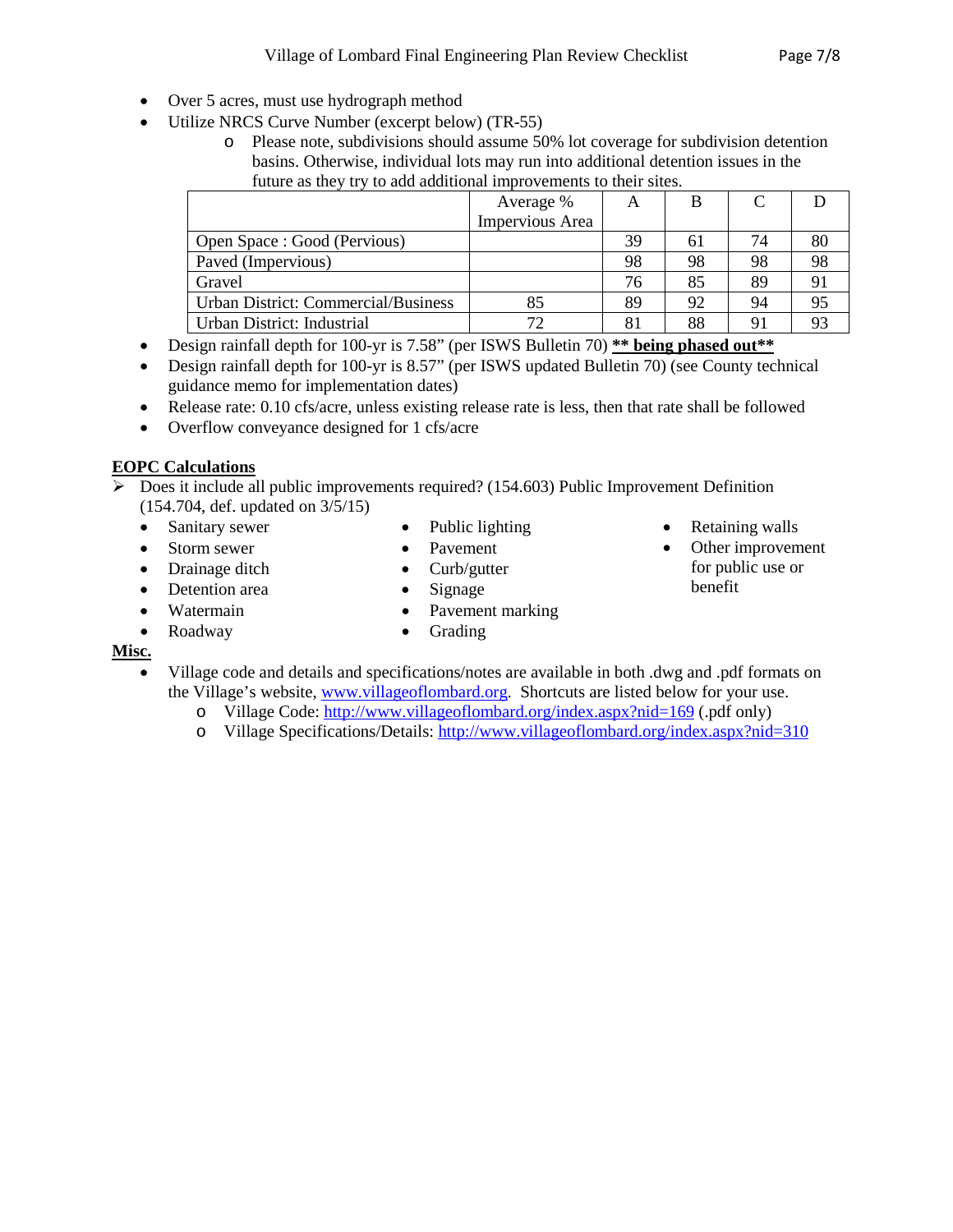- Over 5 acres, must use hydrograph method
- Utilize NRCS Curve Number (excerpt below) (TR-55)
  - Please note, subdivisions should assume 50% lot coverage for subdivision detention basins. Otherwise, individual lots may run into additional detention issues in the future as they try to add additional improvements to their sites.

| | Average % Impervious Area | A | B | C | D |
|---|---|---|---|---|---|
| Open Space : Good (Pervious) | | 39 | 61 | 74 | 80 |
| Paved (Impervious) | | 98 | 98 | 98 | 98 |
| Gravel | | 76 | 85 | 89 | 91 |
| Urban District: Commercial/Business | 85 | 89 | 92 | 94 | 95 |
| Urban District: Industrial | 72 | 81 | 88 | 91 | 93 |

- Design rainfall depth for 100-yr is 7.58" (per ISWS Bulletin 70) **<u>** being phased out**</u>**
- Design rainfall depth for 100-yr is 8.57" (per ISWS updated Bulletin 70) (see County technical guidance memo for implementation dates)
- Release rate: 0.10 cfs/acre, unless existing release rate is less, then that rate shall be followed
- Overflow conveyance designed for 1 cfs/acre

**<u>EOPC Calculations</u>**

➢ Does it include all public improvements required? (154.603) Public Improvement Definition (154.704, def. updated on 3/5/15)

- Sanitary sewer
- Storm sewer
- Drainage ditch
- Detention area
- Watermain
- Roadway
- Public lighting
- Pavement
- Curb/gutter
- Signage
- Pavement marking
- Grading
- Retaining walls
- Other improvement for public use or benefit

**<u>Misc.</u>**

- Village code and details and specifications/notes are available in both .dwg and .pdf formats on the Village's website, www.villageoflombard.org. Shortcuts are listed below for your use.
  - Village Code: http://www.villageoflombard.org/index.aspx?nid=169 (.pdf only)
  - Village Specifications/Details: http://www.villageoflombard.org/index.aspx?nid=310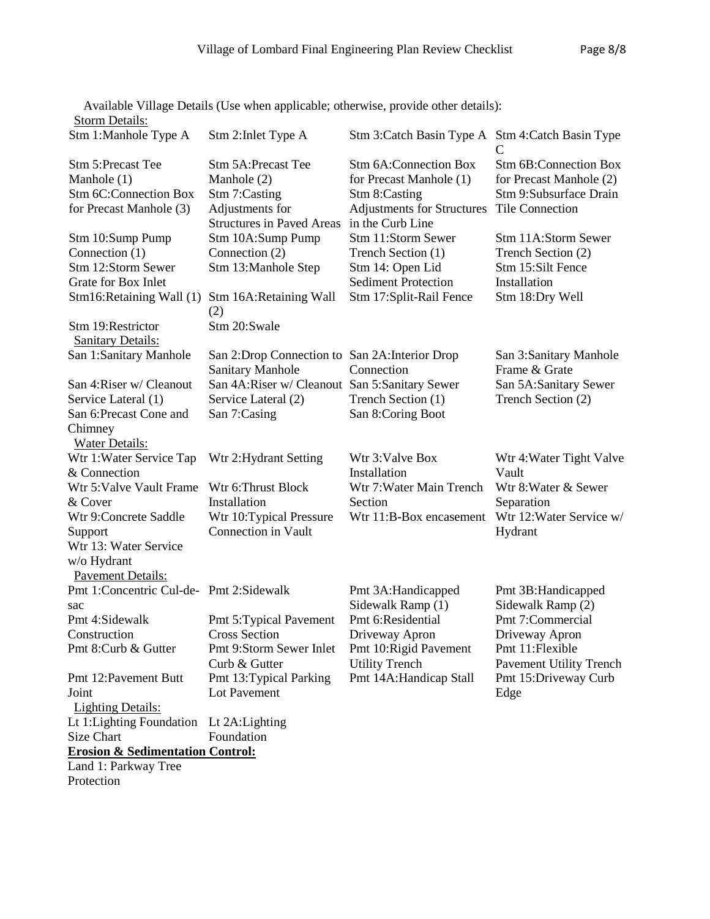Available Village Details (Use when applicable; otherwise, provide other details):

Storm Details:

| | | | |
|---|---|---|---|
| Stm 1:Manhole Type A | Stm 2:Inlet Type A | Stm 3:Catch Basin Type A | Stm 4:Catch Basin Type C |
| Stm 5:Precast Tee Manhole (1) | Stm 5A:Precast Tee Manhole (2) | Stm 6A:Connection Box for Precast Manhole (1) | Stm 6B:Connection Box for Precast Manhole (2) |
| Stm 6C:Connection Box for Precast Manhole (3) | Stm 7:Casting Adjustments for Structures in Paved Areas | Stm 8:Casting Adjustments for Structures in the Curb Line | Stm 9:Subsurface Drain Tile Connection |
| Stm 10:Sump Pump Connection (1) | Stm 10A:Sump Pump Connection (2) | Stm 11:Storm Sewer Trench Section (1) | Stm 11A:Storm Sewer Trench Section (2) |
| Stm 12:Storm Sewer Grate for Box Inlet | Stm 13:Manhole Step | Stm 14: Open Lid Sediment Protection | Stm 15:Silt Fence Installation |
| Stm16:Retaining Wall (1) | Stm 16A:Retaining Wall (2) | Stm 17:Split-Rail Fence | Stm 18:Dry Well |
| Stm 19:Restrictor | Stm 20:Swale | | |

Sanitary Details:

| | | | |
|---|---|---|---|
| San 1:Sanitary Manhole | San 2:Drop Connection to Sanitary Manhole | San 2A:Interior Drop Connection | San 3:Sanitary Manhole Frame & Grate |
| San 4:Riser w/ Cleanout Service Lateral (1) | San 4A:Riser w/ Cleanout Service Lateral (2) | San 5:Sanitary Sewer Trench Section (1) | San 5A:Sanitary Sewer Trench Section (2) |
| San 6:Precast Cone and Chimney | San 7:Casing | San 8:Coring Boot | |

Water Details:

| | | | |
|---|---|---|---|
| Wtr 1:Water Service Tap & Connection | Wtr 2:Hydrant Setting | Wtr 3:Valve Box Installation | Wtr 4:Water Tight Valve Vault |
| Wtr 5:Valve Vault Frame & Cover | Wtr 6:Thrust Block Installation | Wtr 7:Water Main Trench Section | Wtr 8:Water & Sewer Separation |
| Wtr 9:Concrete Saddle Support | Wtr 10:Typical Pressure Connection in Vault | Wtr 11:B-Box encasement | Wtr 12:Water Service w/ Hydrant |
| Wtr 13: Water Service w/o Hydrant | | | |

Pavement Details:

| | | | |
|---|---|---|---|
| Pmt 1:Concentric Cul-de-sac | Pmt 2:Sidewalk | Pmt 3A:Handicapped Sidewalk Ramp (1) | Pmt 3B:Handicapped Sidewalk Ramp (2) |
| Pmt 4:Sidewalk Construction | Pmt 5:Typical Pavement Cross Section | Pmt 6:Residential Driveway Apron | Pmt 7:Commercial Driveway Apron |
| Pmt 8:Curb & Gutter | Pmt 9:Storm Sewer Inlet Curb & Gutter | Pmt 10:Rigid Pavement Utility Trench | Pmt 11:Flexible Pavement Utility Trench |
| Pmt 12:Pavement Butt Joint | Pmt 13:Typical Parking Lot Pavement | Pmt 14A:Handicap Stall | Pmt 15:Driveway Curb Edge |

Lighting Details:

| | |
|---|---|
| Lt 1:Lighting Foundation Size Chart | Lt 2A:Lighting Foundation |

**Erosion & Sedimentation Control:**

Land 1: Parkway Tree Protection